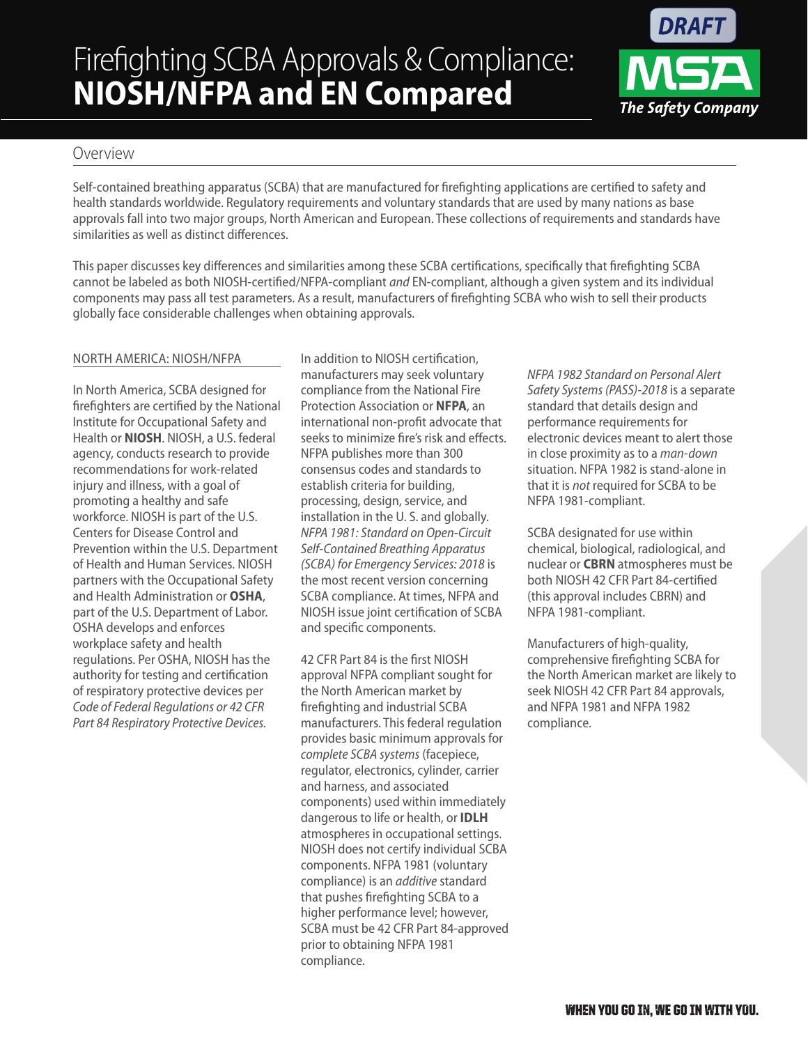# Firefighting SCBA Approvals & Compliance: **NIOSH/NFPA and EN Compared**

DRAFT

## Overview

Self-contained breathing apparatus (SCBA) that are manufactured for firefighting applications are certified to safety and health standards worldwide. Regulatory requirements and voluntary standards that are used by many nations as base approvals fall into two major groups, North American and European. These collections of requirements and standards have similarities as well as distinct differences.

This paper discusses key differences and similarities among these SCBA certifications, specifically that firefighting SCBA cannot be labeled as both NIOSH-certified/NFPA-compliant *and* EN-compliant, although a given system and its individual components may pass all test parameters. As a result, manufacturers of firefighting SCBA who wish to sell their products globally face considerable challenges when obtaining approvals.

### NORTH AMERICA: NIOSH/NFPA

In North America, SCBA designed for firefighters are certified by the National Institute for Occupational Safety and Health or **NIOSH**. NIOSH, a U.S. federal agency, conducts research to provide recommendations for work-related injury and illness, with a goal of promoting a healthy and safe workforce. NIOSH is part of the U.S. Centers for Disease Control and Prevention within the U.S. Department of Health and Human Services. NIOSH partners with the Occupational Safety and Health Administration or **OSHA**, part of the U.S. Department of Labor. OSHA develops and enforces workplace safety and health regulations. Per OSHA, NIOSH has the authority for testing and certification of respiratory protective devices per *Code of Federal Regulations or 42 CFR Part 84 Respiratory Protective Devices.*

In addition to NIOSH certification, manufacturers may seek voluntary compliance from the National Fire Protection Association or **NFPA**, an international non-profit advocate that seeks to minimize fire's risk and effects. NFPA publishes more than 300 consensus codes and standards to establish criteria for building, processing, design, service, and installation in the U. S. and globally. *NFPA 1981: Standard on Open-Circuit Self-Contained Breathing Apparatus (SCBA) for Emergency Services: 2018* is the most recent version concerning SCBA compliance. At times, NFPA and NIOSH issue joint certification of SCBA and specific components.

42 CFR Part 84 is the first NIOSH approval NFPA compliant sought for the North American market by firefighting and industrial SCBA manufacturers. This federal regulation provides basic minimum approvals for *complete SCBA systems* (facepiece, regulator, electronics, cylinder, carrier and harness, and associated components) used within immediately dangerous to life or health, or **IDLH** atmospheres in occupational settings. NIOSH does not certify individual SCBA components. NFPA 1981 (voluntary compliance) is an *additive* standard that pushes firefighting SCBA to a higher performance level; however, SCBA must be 42 CFR Part 84-approved prior to obtaining NFPA 1981 compliance.

*NFPA 1982 Standard on Personal Alert Safety Systems (PASS)-2018* is a separate standard that details design and performance requirements for electronic devices meant to alert those in close proximity as to a *man-down* situation. NFPA 1982 is stand-alone in that it is *not* required for SCBA to be NFPA 1981-compliant.

SCBA designated for use within chemical, biological, radiological, and nuclear or **CBRN** atmospheres must be both NIOSH 42 CFR Part 84-certified (this approval includes CBRN) and NFPA 1981-compliant.

Manufacturers of high-quality, comprehensive firefighting SCBA for the North American market are likely to seek NIOSH 42 CFR Part 84 approvals, and NFPA 1981 and NFPA 1982 compliance.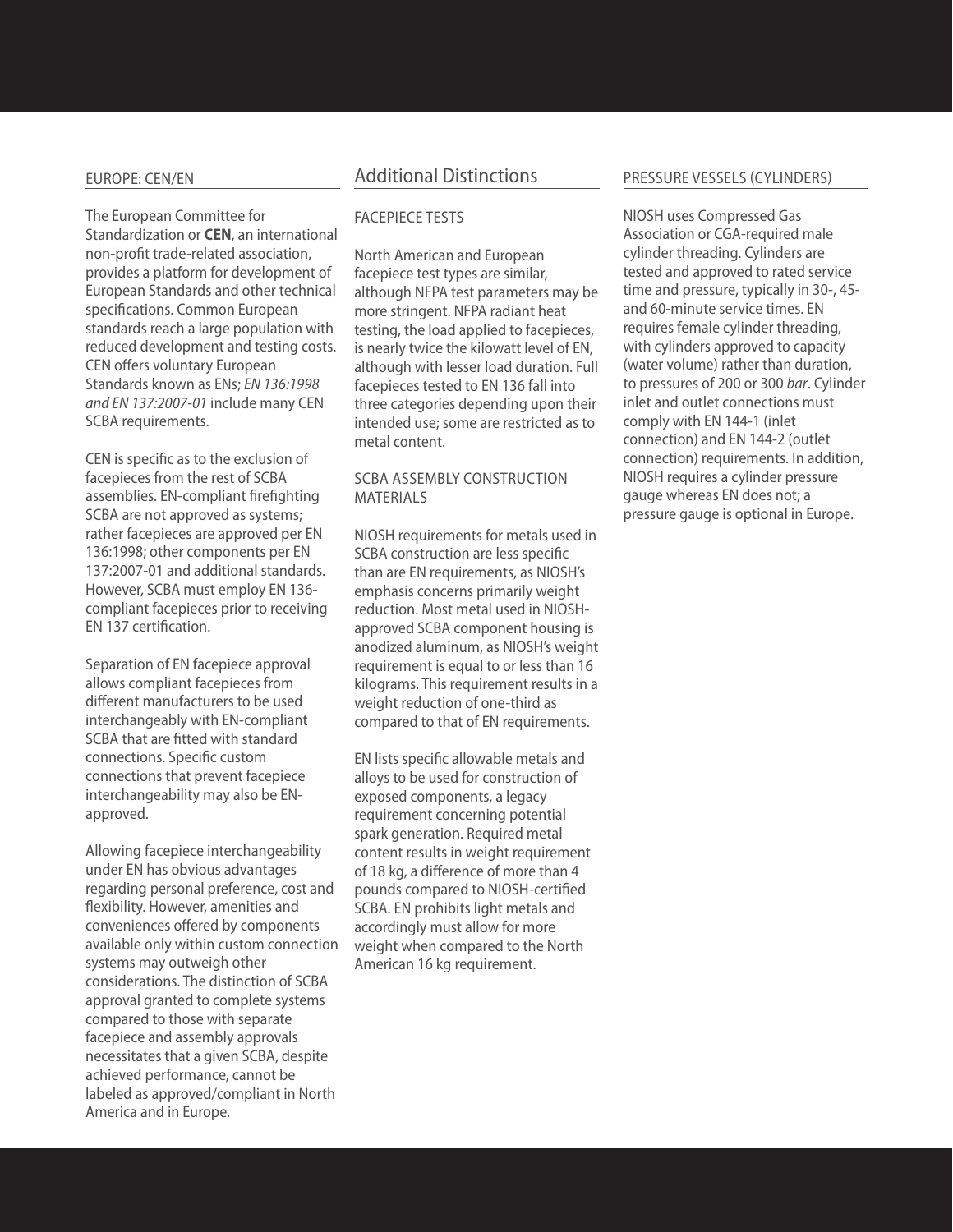### EUROPE: CEN/EN

The European Committee for Standardization or **CEN**, an international non-profit trade-related association, provides a platform for development of European Standards and other technical specifications. Common European standards reach a large population with reduced development and testing costs. CEN offers voluntary European Standards known as ENs; *EN 136:1998 and EN 137:2007-01* include many CEN SCBA requirements.

CEN is specific as to the exclusion of facepieces from the rest of SCBA assemblies. EN-compliant firefighting SCBA are not approved as systems; rather facepieces are approved per EN 136:1998; other components per EN 137:2007-01 and additional standards. However, SCBA must employ EN 136-compliant facepieces prior to receiving EN 137 certification.

Separation of EN facepiece approval allows compliant facepieces from different manufacturers to be used interchangeably with EN-compliant SCBA that are fitted with standard connections. Specific custom connections that prevent facepiece interchangeability may also be EN-approved.

Allowing facepiece interchangeability under EN has obvious advantages regarding personal preference, cost and flexibility. However, amenities and conveniences offered by components available only within custom connection systems may outweigh other considerations. The distinction of SCBA approval granted to complete systems compared to those with separate facepiece and assembly approvals necessitates that a given SCBA, despite achieved performance, cannot be labeled as approved/compliant in North America and in Europe.

## Additional Distinctions

### FACEPIECE TESTS

North American and European facepiece test types are similar, although NFPA test parameters may be more stringent. NFPA radiant heat testing, the load applied to facepieces, is nearly twice the kilowatt level of EN, although with lesser load duration. Full facepieces tested to EN 136 fall into three categories depending upon their intended use; some are restricted as to metal content.

### SCBA ASSEMBLY CONSTRUCTION MATERIALS

NIOSH requirements for metals used in SCBA construction are less specific than are EN requirements, as NIOSH's emphasis concerns primarily weight reduction. Most metal used in NIOSH-approved SCBA component housing is anodized aluminum, as NIOSH's weight requirement is equal to or less than 16 kilograms. This requirement results in a weight reduction of one-third as compared to that of EN requirements.

EN lists specific allowable metals and alloys to be used for construction of exposed components, a legacy requirement concerning potential spark generation. Required metal content results in weight requirement of 18 kg, a difference of more than 4 pounds compared to NIOSH-certified SCBA. EN prohibits light metals and accordingly must allow for more weight when compared to the North American 16 kg requirement.

### PRESSURE VESSELS (CYLINDERS)

NIOSH uses Compressed Gas Association or CGA-required male cylinder threading. Cylinders are tested and approved to rated service time and pressure, typically in 30-, 45- and 60-minute service times. EN requires female cylinder threading, with cylinders approved to capacity (water volume) rather than duration, to pressures of 200 or 300 *bar*. Cylinder inlet and outlet connections must comply with EN 144-1 (inlet connection) and EN 144-2 (outlet connection) requirements. In addition, NIOSH requires a cylinder pressure gauge whereas EN does not; a pressure gauge is optional in Europe.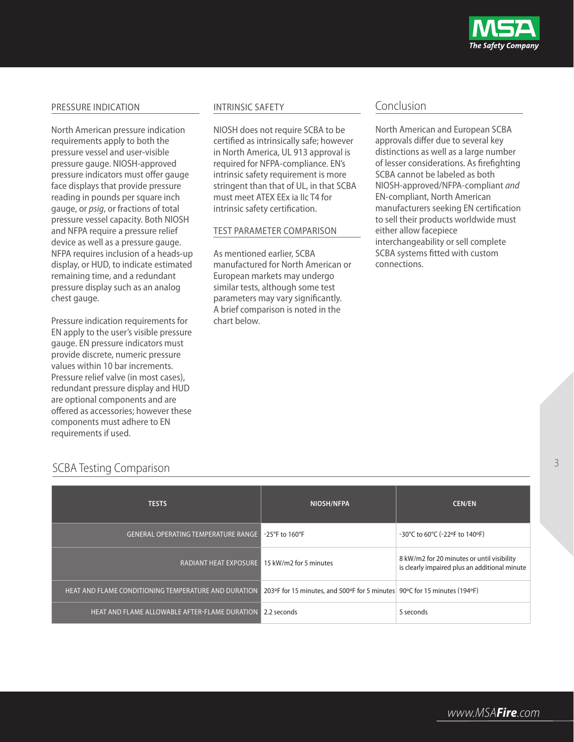## PRESSURE INDICATION

North American pressure indication requirements apply to both the pressure vessel and user-visible pressure gauge. NIOSH-approved pressure indicators must offer gauge face displays that provide pressure reading in pounds per square inch gauge, or *psig*, or fractions of total pressure vessel capacity. Both NIOSH and NFPA require a pressure relief device as well as a pressure gauge. NFPA requires inclusion of a heads-up display, or HUD, to indicate estimated remaining time, and a redundant pressure display such as an analog chest gauge.

Pressure indication requirements for EN apply to the user's visible pressure gauge. EN pressure indicators must provide discrete, numeric pressure values within 10 bar increments. Pressure relief valve (in most cases), redundant pressure display and HUD are optional components and are offered as accessories; however these components must adhere to EN requirements if used.

## INTRINSIC SAFETY

NIOSH does not require SCBA to be certified as intrinsically safe; however in North America, UL 913 approval is required for NFPA-compliance. EN's intrinsic safety requirement is more stringent than that of UL, in that SCBA must meet ATEX EEx ia IIc T4 for intrinsic safety certification.

## TEST PARAMETER COMPARISON

As mentioned earlier, SCBA manufactured for North American or European markets may undergo similar tests, although some test parameters may vary significantly. A brief comparison is noted in the chart below.

# Conclusion

North American and European SCBA approvals differ due to several key distinctions as well as a large number of lesser considerations. As firefighting SCBA cannot be labeled as both NIOSH-approved/NFPA-compliant *and* EN-compliant, North American manufacturers seeking EN certification to sell their products worldwide must either allow facepiece interchangeability or sell complete SCBA systems fitted with custom connections.

# SCBA Testing Comparison

| TESTS | NIOSH/NFPA | CEN/EN |
|---|---|---|
| GENERAL OPERATING TEMPERATURE RANGE | -25°F to 160°F | -30°C to 60°C (-22°F to 140°F) |
| RADIANT HEAT EXPOSURE | 15 kW/m2 for 5 minutes | 8 kW/m2 for 20 minutes or until visibility is clearly impaired plus an additional minute |
| HEAT AND FLAME CONDITIONING TEMPERATURE AND DURATION | 203°F for 15 minutes, and 500°F for 5 minutes | 90°C for 15 minutes (194°F) |
| HEAT AND FLAME ALLOWABLE AFTER-FLAME DURATION | 2.2 seconds | 5 seconds |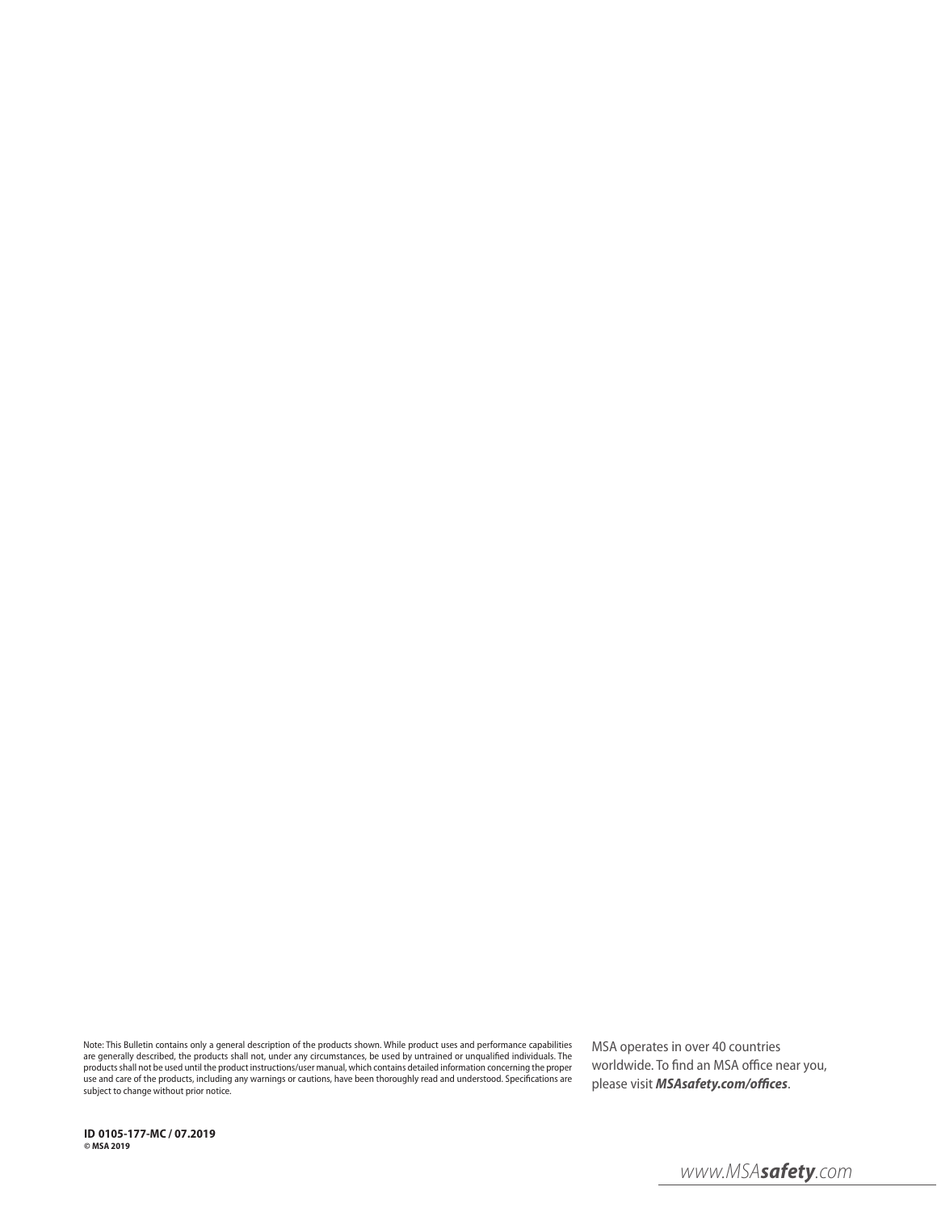Note: This Bulletin contains only a general description of the products shown. While product uses and performance capabilities are generally described, the products shall not, under any circumstances, be used by untrained or unqualified individuals. The products shall not be used until the product instructions/user manual, which contains detailed information concerning the proper use and care of the products, including any warnings or cautions, have been thoroughly read and understood. Specifications are subject to change without prior notice.

MSA operates in over 40 countries worldwide. To find an MSA office near you, please visit ***MSAsafety.com/offices***.

**ID 0105-177-MC / 07.2019**
**© MSA 2019**

*www.MSA**safety**.com*